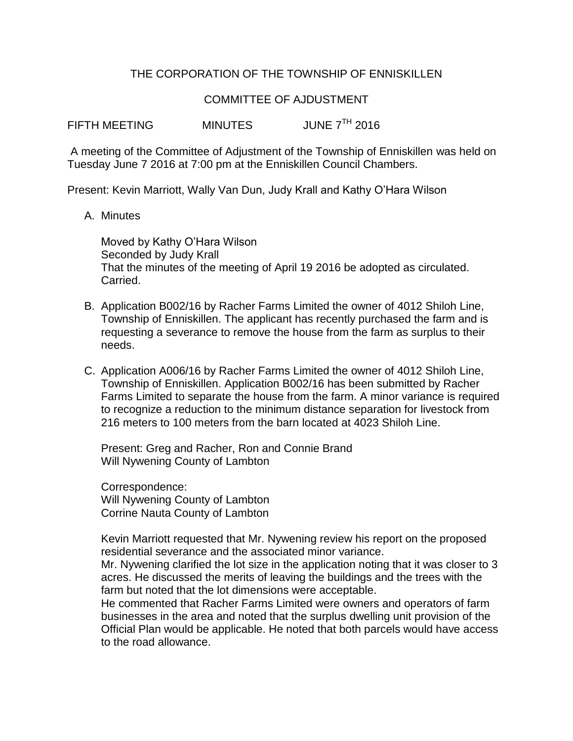THE CORPORATION OF THE TOWNSHIP OF ENNISKILLEN

COMMITTEE OF AJDUSTMENT

FIFTH MEETING MINUTES JUNE 7TH 2016

A meeting of the Committee of Adjustment of the Township of Enniskillen was held on Tuesday June 7 2016 at 7:00 pm at the Enniskillen Council Chambers.

Present: Kevin Marriott, Wally Van Dun, Judy Krall and Kathy O'Hara Wilson

A. Minutes

   Moved by Kathy O'Hara Wilson
   Seconded by Judy Krall
   That the minutes of the meeting of April 19 2016 be adopted as circulated.
   Carried.

B. Application B002/16 by Racher Farms Limited the owner of 4012 Shiloh Line, Township of Enniskillen. The applicant has recently purchased the farm and is requesting a severance to remove the house from the farm as surplus to their needs.

C. Application A006/16 by Racher Farms Limited the owner of 4012 Shiloh Line, Township of Enniskillen. Application B002/16 has been submitted by Racher Farms Limited to separate the house from the farm. A minor variance is required to recognize a reduction to the minimum distance separation for livestock from 216 meters to 100 meters from the barn located at 4023 Shiloh Line.

   Present: Greg and Racher, Ron and Connie Brand
   Will Nywening County of Lambton

   Correspondence:
   Will Nywening County of Lambton
   Corrine Nauta County of Lambton

   Kevin Marriott requested that Mr. Nywening review his report on the proposed residential severance and the associated minor variance.
   Mr. Nywening clarified the lot size in the application noting that it was closer to 3 acres. He discussed the merits of leaving the buildings and the trees with the farm but noted that the lot dimensions were acceptable.
   He commented that Racher Farms Limited were owners and operators of farm businesses in the area and noted that the surplus dwelling unit provision of the Official Plan would be applicable. He noted that both parcels would have access to the road allowance.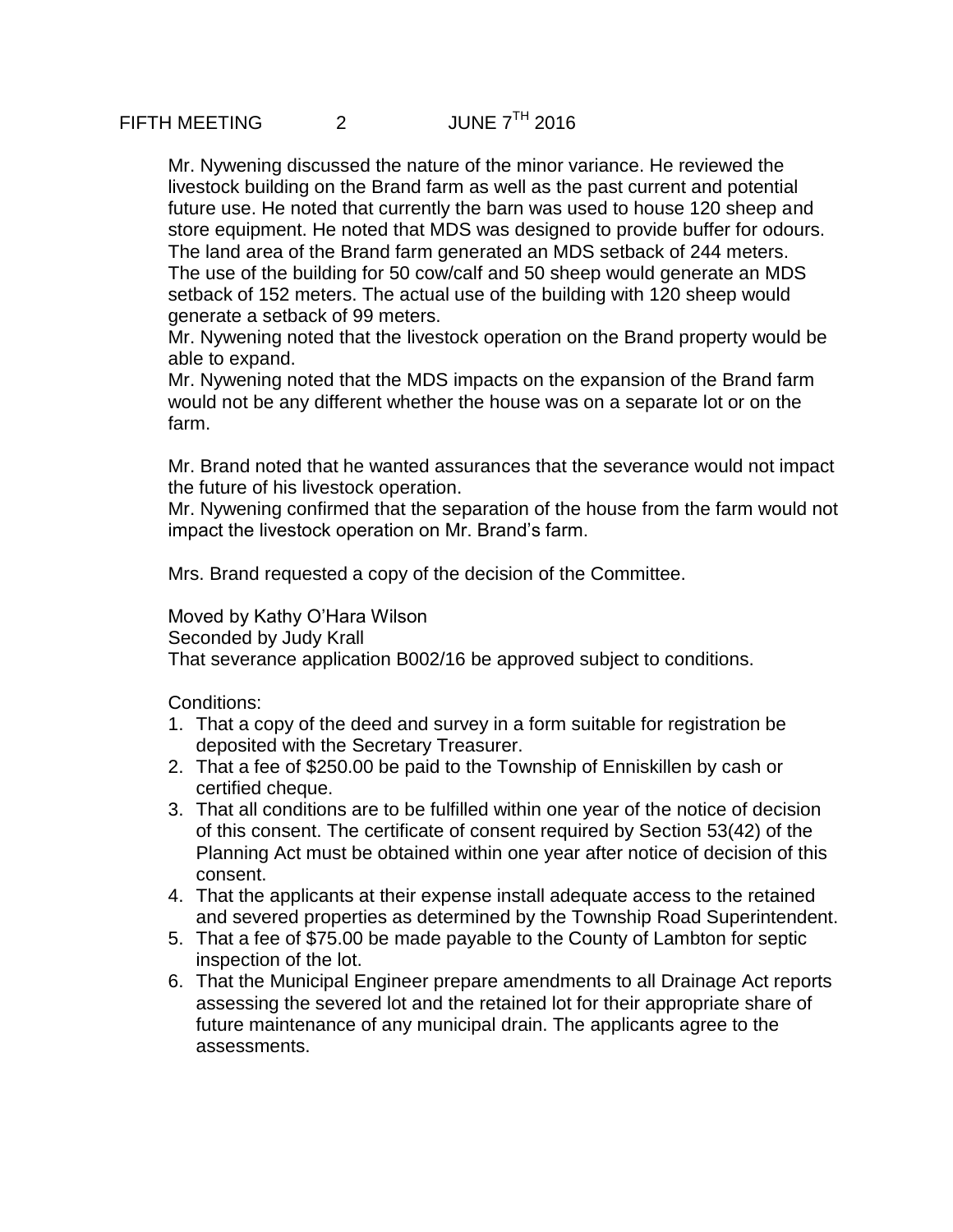Mr. Nywening discussed the nature of the minor variance. He reviewed the livestock building on the Brand farm as well as the past current and potential future use. He noted that currently the barn was used to house 120 sheep and store equipment. He noted that MDS was designed to provide buffer for odours. The land area of the Brand farm generated an MDS setback of 244 meters. The use of the building for 50 cow/calf and 50 sheep would generate an MDS setback of 152 meters. The actual use of the building with 120 sheep would generate a setback of 99 meters.
Mr. Nywening noted that the livestock operation on the Brand property would be able to expand.
Mr. Nywening noted that the MDS impacts on the expansion of the Brand farm would not be any different whether the house was on a separate lot or on the farm.

Mr. Brand noted that he wanted assurances that the severance would not impact the future of his livestock operation.
Mr. Nywening confirmed that the separation of the house from the farm would not impact the livestock operation on Mr. Brand's farm.

Mrs. Brand requested a copy of the decision of the Committee.

Moved by Kathy O'Hara Wilson
Seconded by Judy Krall
That severance application B002/16 be approved subject to conditions.

Conditions:

1. That a copy of the deed and survey in a form suitable for registration be deposited with the Secretary Treasurer.
2. That a fee of $250.00 be paid to the Township of Enniskillen by cash or certified cheque.
3. That all conditions are to be fulfilled within one year of the notice of decision of this consent. The certificate of consent required by Section 53(42) of the Planning Act must be obtained within one year after notice of decision of this consent.
4. That the applicants at their expense install adequate access to the retained and severed properties as determined by the Township Road Superintendent.
5. That a fee of $75.00 be made payable to the County of Lambton for septic inspection of the lot.
6. That the Municipal Engineer prepare amendments to all Drainage Act reports assessing the severed lot and the retained lot for their appropriate share of future maintenance of any municipal drain. The applicants agree to the assessments.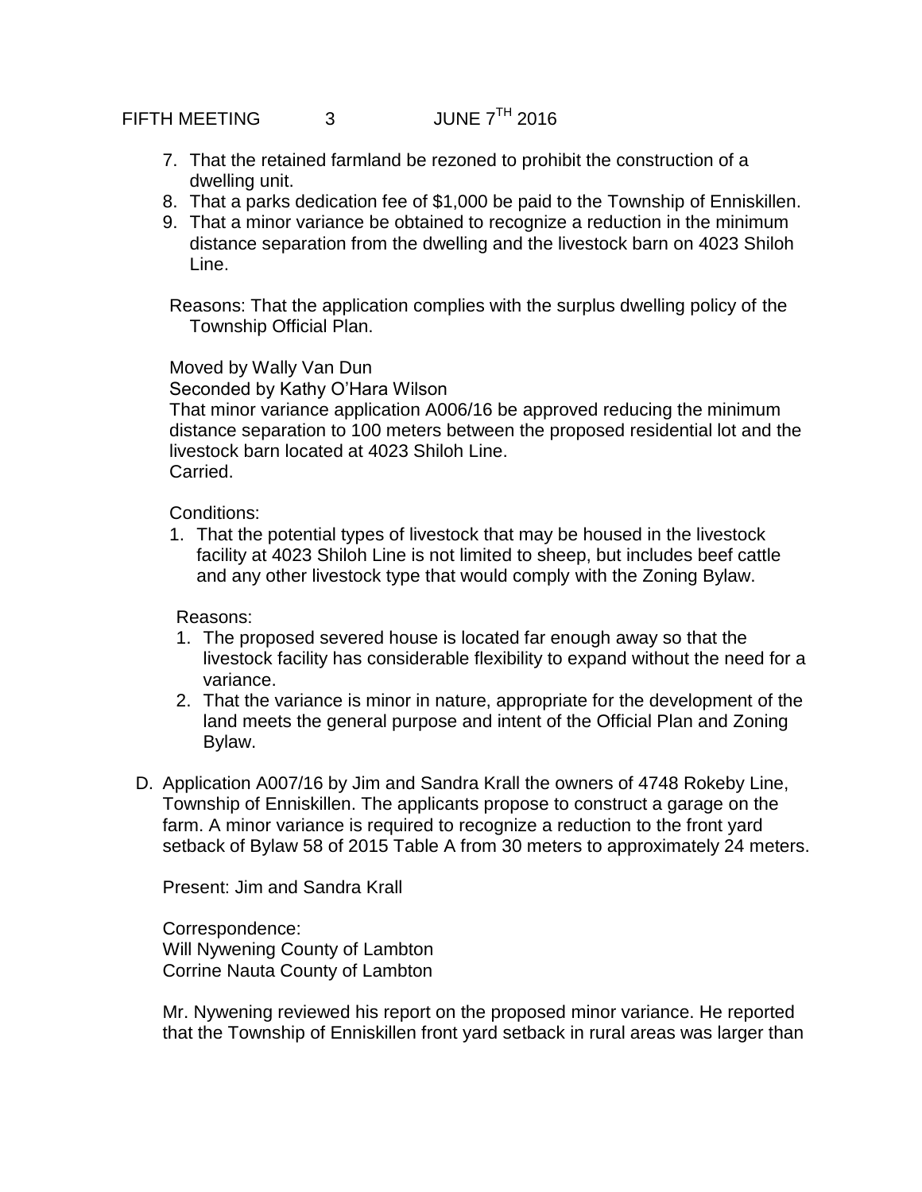7. That the retained farmland be rezoned to prohibit the construction of a dwelling unit.
8. That a parks dedication fee of $1,000 be paid to the Township of Enniskillen.
9. That a minor variance be obtained to recognize a reduction in the minimum distance separation from the dwelling and the livestock barn on 4023 Shiloh Line.

Reasons: That the application complies with the surplus dwelling policy of the Township Official Plan.

Moved by Wally Van Dun
Seconded by Kathy O'Hara Wilson
That minor variance application A006/16 be approved reducing the minimum distance separation to 100 meters between the proposed residential lot and the livestock barn located at 4023 Shiloh Line.
Carried.

Conditions:

1. That the potential types of livestock that may be housed in the livestock facility at 4023 Shiloh Line is not limited to sheep, but includes beef cattle and any other livestock type that would comply with the Zoning Bylaw.

Reasons:

1. The proposed severed house is located far enough away so that the livestock facility has considerable flexibility to expand without the need for a variance.
2. That the variance is minor in nature, appropriate for the development of the land meets the general purpose and intent of the Official Plan and Zoning Bylaw.

D. Application A007/16 by Jim and Sandra Krall the owners of 4748 Rokeby Line, Township of Enniskillen. The applicants propose to construct a garage on the farm. A minor variance is required to recognize a reduction to the front yard setback of Bylaw 58 of 2015 Table A from 30 meters to approximately 24 meters.

Present: Jim and Sandra Krall

Correspondence:
Will Nywening County of Lambton
Corrine Nauta County of Lambton

Mr. Nywening reviewed his report on the proposed minor variance. He reported that the Township of Enniskillen front yard setback in rural areas was larger than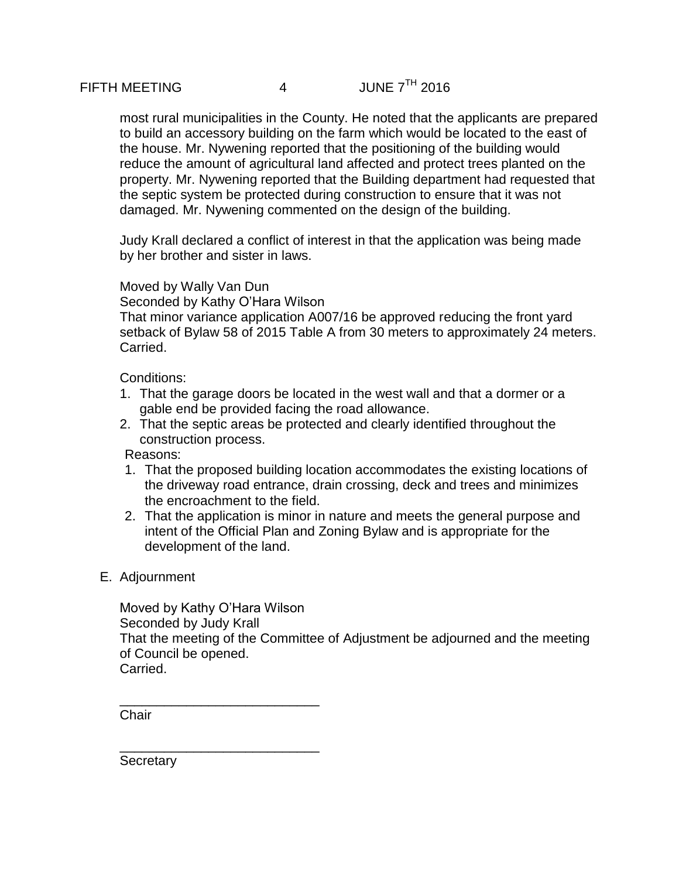most rural municipalities in the County. He noted that the applicants are prepared to build an accessory building on the farm which would be located to the east of the house. Mr. Nywening reported that the positioning of the building would reduce the amount of agricultural land affected and protect trees planted on the property. Mr. Nywening reported that the Building department had requested that the septic system be protected during construction to ensure that it was not damaged. Mr. Nywening commented on the design of the building.

Judy Krall declared a conflict of interest in that the application was being made by her brother and sister in laws.

Moved by Wally Van Dun
Seconded by Kathy O'Hara Wilson
That minor variance application A007/16 be approved reducing the front yard setback of Bylaw 58 of 2015 Table A from 30 meters to approximately 24 meters.
Carried.

Conditions:

1. That the garage doors be located in the west wall and that a dormer or a gable end be provided facing the road allowance.
2. That the septic areas be protected and clearly identified throughout the construction process.

Reasons:

1. That the proposed building location accommodates the existing locations of the driveway road entrance, drain crossing, deck and trees and minimizes the encroachment to the field.
2. That the application is minor in nature and meets the general purpose and intent of the Official Plan and Zoning Bylaw and is appropriate for the development of the land.

E. Adjournment

Moved by Kathy O'Hara Wilson
Seconded by Judy Krall
That the meeting of the Committee of Adjustment be adjourned and the meeting of Council be opened.
Carried.

___________________________
Chair

___________________________
Secretary